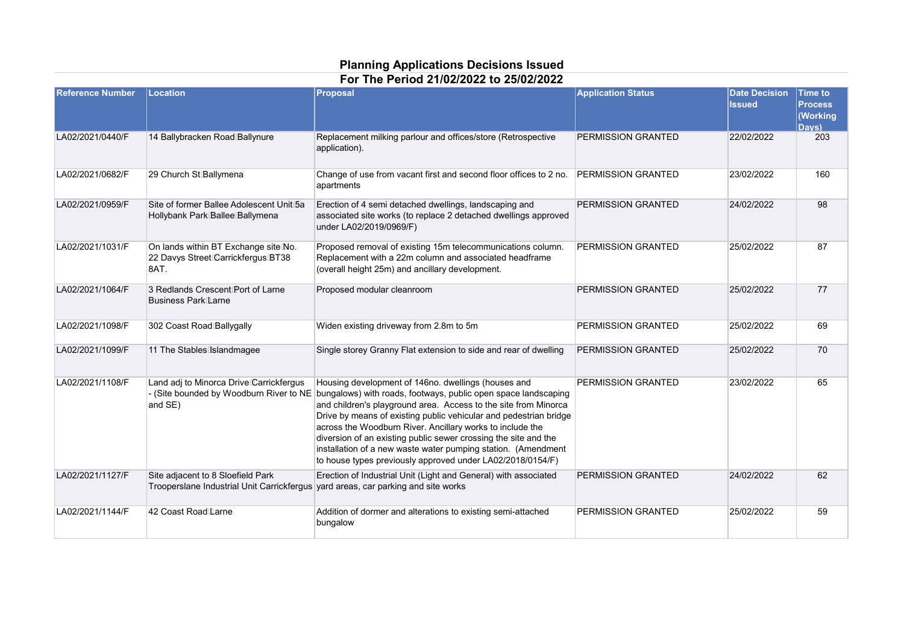# Planning Applications Decisions Issued

## For The Period 21/02/2022 to 25/02/2022

| Reference Number | Location | Proposal | Application Status | Date Decision Issued | Time to Process (Working Days) |
|---|---|---|---|---|---|
| LA02/2021/0440/F | 14 Ballybracken Road Ballynure | Replacement milking parlour and offices/store (Retrospective application). | PERMISSION GRANTED | 22/02/2022 | 203 |
| LA02/2021/0682/F | 29 Church St Ballymena | Change of use from vacant first and second floor offices to 2 no. apartments | PERMISSION GRANTED | 23/02/2022 | 160 |
| LA02/2021/0959/F | Site of former Ballee Adolescent Unit 5a Hollybank Park Ballee Ballymena | Erection of 4 semi detached dwellings, landscaping and associated site works (to replace 2 detached dwellings approved under LA02/2019/0969/F) | PERMISSION GRANTED | 24/02/2022 | 98 |
| LA02/2021/1031/F | On lands within BT Exchange site No. 22 Davys Street Carrickfergus BT38 8AT. | Proposed removal of existing 15m telecommunications column. Replacement with a 22m column and associated headframe (overall height 25m) and ancillary development. | PERMISSION GRANTED | 25/02/2022 | 87 |
| LA02/2021/1064/F | 3 Redlands Crescent Port of Larne Business Park Larne | Proposed modular cleanroom | PERMISSION GRANTED | 25/02/2022 | 77 |
| LA02/2021/1098/F | 302 Coast Road Ballygally | Widen existing driveway from 2.8m to 5m | PERMISSION GRANTED | 25/02/2022 | 69 |
| LA02/2021/1099/F | 11 The Stables Islandmagee | Single storey Granny Flat extension to side and rear of dwelling | PERMISSION GRANTED | 25/02/2022 | 70 |
| LA02/2021/1108/F | Land adj to Minorca Drive Carrickfergus - (Site bounded by Woodburn River to NE and SE) | Housing development of 146no. dwellings (houses and bungalows) with roads, footways, public open space landscaping and children's playground area. Access to the site from Minorca Drive by means of existing public vehicular and pedestrian bridge across the Woodburn River. Ancillary works to include the diversion of an existing public sewer crossing the site and the installation of a new waste water pumping station. (Amendment to house types previously approved under LA02/2018/0154/F) | PERMISSION GRANTED | 23/02/2022 | 65 |
| LA02/2021/1127/F | Site adjacent to 8 Sloefield Park Trooperslane Industrial Unit Carrickfergus | Erection of Industrial Unit (Light and General) with associated yard areas, car parking and site works | PERMISSION GRANTED | 24/02/2022 | 62 |
| LA02/2021/1144/F | 42 Coast Road Larne | Addition of dormer and alterations to existing semi-attached bungalow | PERMISSION GRANTED | 25/02/2022 | 59 |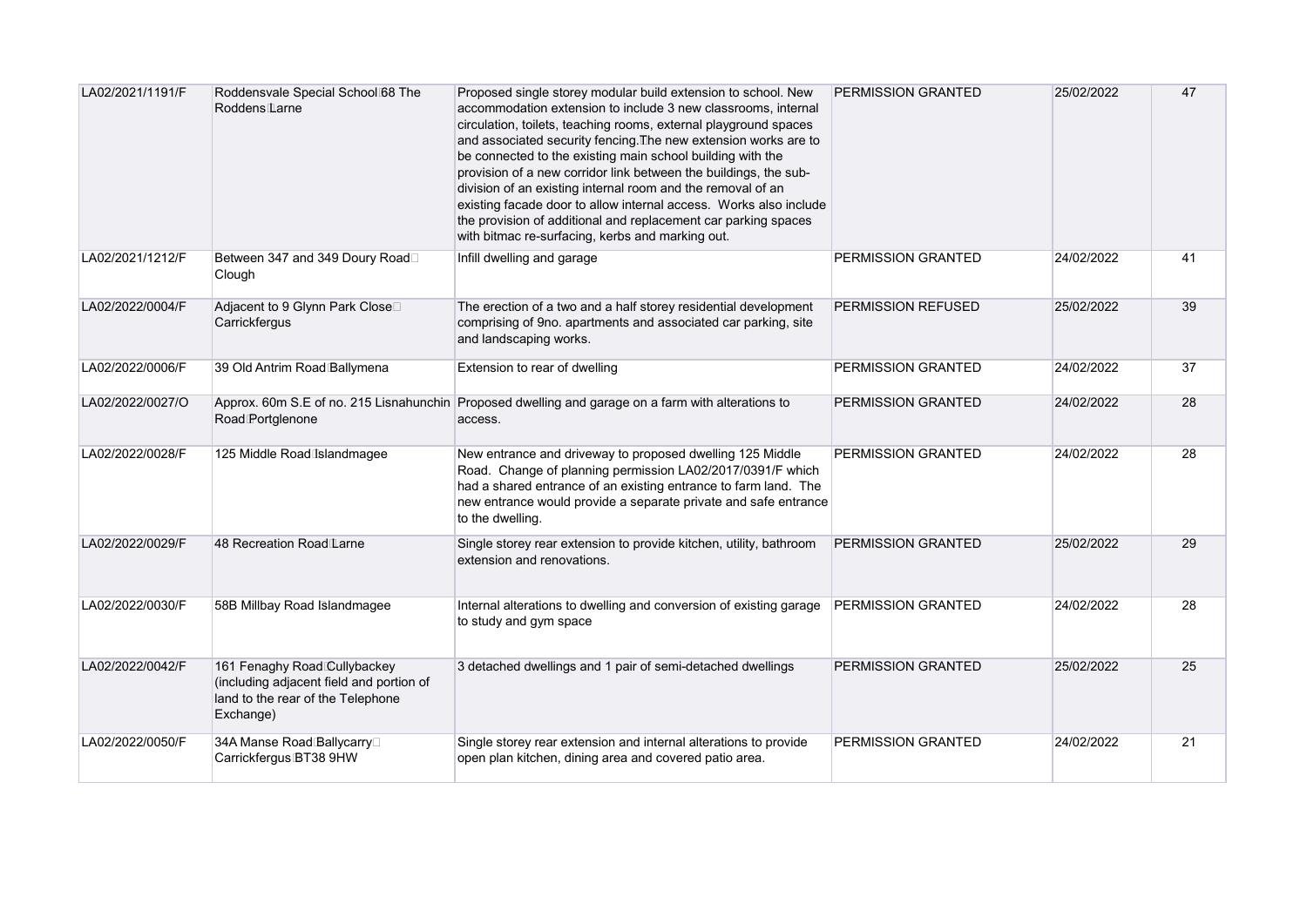| | | | | | |
|---|---|---|---|---|---|
| LA02/2021/1191/F | Roddensvale Special School 68 The Roddens Larne | Proposed single storey modular build extension to school. New accommodation extension to include 3 new classrooms, internal circulation, toilets, teaching rooms, external playground spaces and associated security fencing.The new extension works are to be connected to the existing main school building with the provision of a new corridor link between the buildings, the sub-division of an existing internal room and the removal of an existing facade door to allow internal access. Works also include the provision of additional and replacement car parking spaces with bitmac re-surfacing, kerbs and marking out. | PERMISSION GRANTED | 25/02/2022 | 47 |
| LA02/2021/1212/F | Between 347 and 349 Doury Road Clough | Infill dwelling and garage | PERMISSION GRANTED | 24/02/2022 | 41 |
| LA02/2022/0004/F | Adjacent to 9 Glynn Park Close Carrickfergus | The erection of a two and a half storey residential development comprising of 9no. apartments and associated car parking, site and landscaping works. | PERMISSION REFUSED | 25/02/2022 | 39 |
| LA02/2022/0006/F | 39 Old Antrim Road Ballymena | Extension to rear of dwelling | PERMISSION GRANTED | 24/02/2022 | 37 |
| LA02/2022/0027/O | Approx. 60m S.E of no. 215 Lisnahunchin Road Portglenone | Proposed dwelling and garage on a farm with alterations to access. | PERMISSION GRANTED | 24/02/2022 | 28 |
| LA02/2022/0028/F | 125 Middle Road Islandmagee | New entrance and driveway to proposed dwelling 125 Middle Road. Change of planning permission LA02/2017/0391/F which had a shared entrance of an existing entrance to farm land. The new entrance would provide a separate private and safe entrance to the dwelling. | PERMISSION GRANTED | 24/02/2022 | 28 |
| LA02/2022/0029/F | 48 Recreation Road Larne | Single storey rear extension to provide kitchen, utility, bathroom extension and renovations. | PERMISSION GRANTED | 25/02/2022 | 29 |
| LA02/2022/0030/F | 58B Millbay Road Islandmagee | Internal alterations to dwelling and conversion of existing garage to study and gym space | PERMISSION GRANTED | 24/02/2022 | 28 |
| LA02/2022/0042/F | 161 Fenaghy Road Cullybackey (including adjacent field and portion of land to the rear of the Telephone Exchange) | 3 detached dwellings and 1 pair of semi-detached dwellings | PERMISSION GRANTED | 25/02/2022 | 25 |
| LA02/2022/0050/F | 34A Manse Road Ballycarry Carrickfergus BT38 9HW | Single storey rear extension and internal alterations to provide open plan kitchen, dining area and covered patio area. | PERMISSION GRANTED | 24/02/2022 | 21 |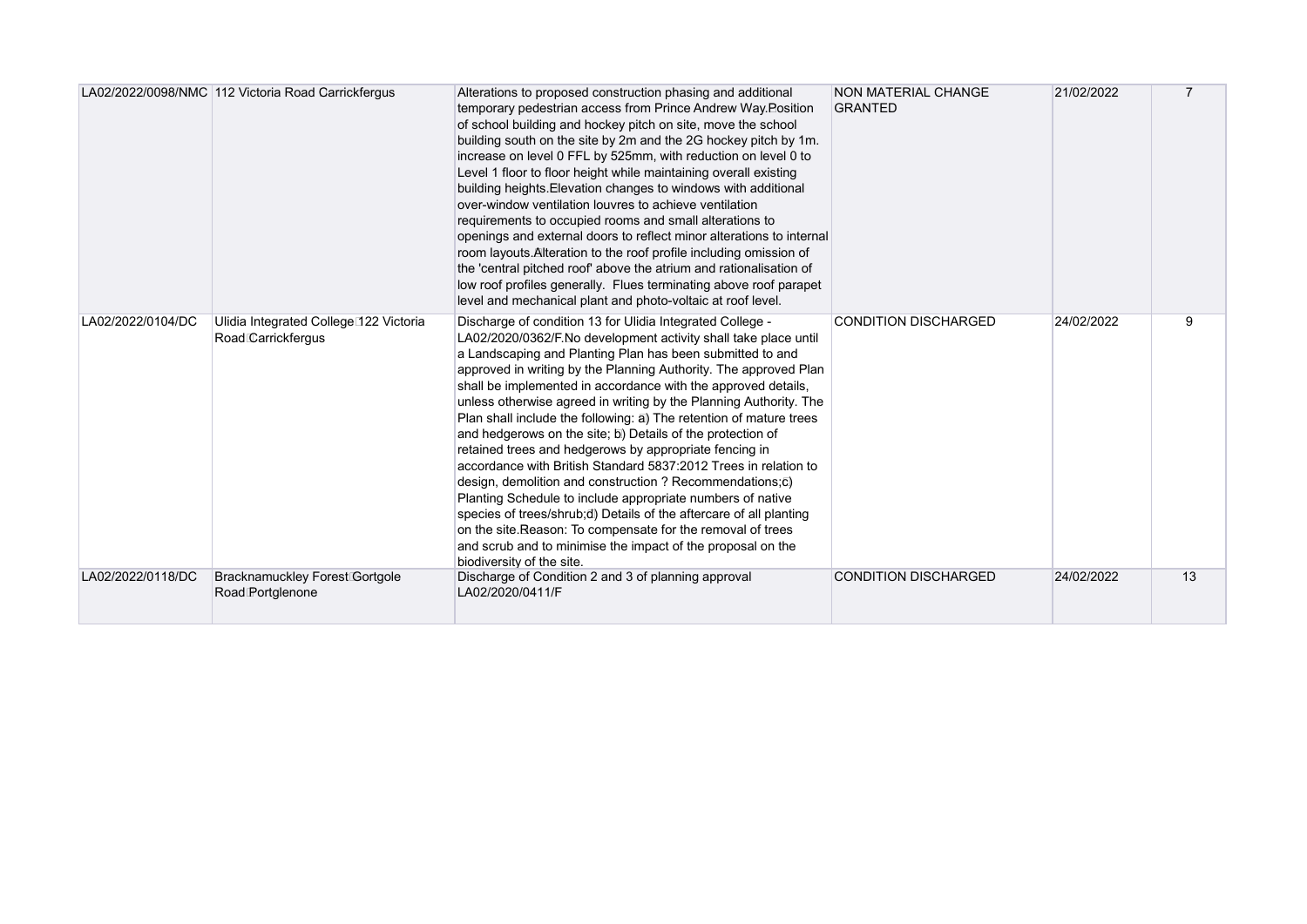| | | | | | |
|---|---|---|---|---|---|
| LA02/2022/0098/NMC | 112 Victoria Road Carrickfergus | Alterations to proposed construction phasing and additional temporary pedestrian access from Prince Andrew Way.Position of school building and hockey pitch on site, move the school building south on the site by 2m and the 2G hockey pitch by 1m. increase on level 0 FFL by 525mm, with reduction on level 0 to Level 1 floor to floor height while maintaining overall existing building heights.Elevation changes to windows with additional over-window ventilation louvres to achieve ventilation requirements to occupied rooms and small alterations to openings and external doors to reflect minor alterations to internal room layouts.Alteration to the roof profile including omission of the 'central pitched roof' above the atrium and rationalisation of low roof profiles generally. Flues terminating above roof parapet level and mechanical plant and photo-voltaic at roof level. | NON MATERIAL CHANGE GRANTED | 21/02/2022 | 7 |
| LA02/2022/0104/DC | Ulidia Integrated College 122 Victoria Road Carrickfergus | Discharge of condition 13 for Ulidia Integrated College - LA02/2020/0362/F.No development activity shall take place until a Landscaping and Planting Plan has been submitted to and approved in writing by the Planning Authority. The approved Plan shall be implemented in accordance with the approved details, unless otherwise agreed in writing by the Planning Authority. The Plan shall include the following: a) The retention of mature trees and hedgerows on the site; b) Details of the protection of retained trees and hedgerows by appropriate fencing in accordance with British Standard 5837:2012 Trees in relation to design, demolition and construction ? Recommendations;c) Planting Schedule to include appropriate numbers of native species of trees/shrub;d) Details of the aftercare of all planting on the site.Reason: To compensate for the removal of trees and scrub and to minimise the impact of the proposal on the biodiversity of the site. | CONDITION DISCHARGED | 24/02/2022 | 9 |
| LA02/2022/0118/DC | Bracknamuckley Forest Gortgole Road Portglenone | Discharge of Condition 2 and 3 of planning approval LA02/2020/0411/F | CONDITION DISCHARGED | 24/02/2022 | 13 |